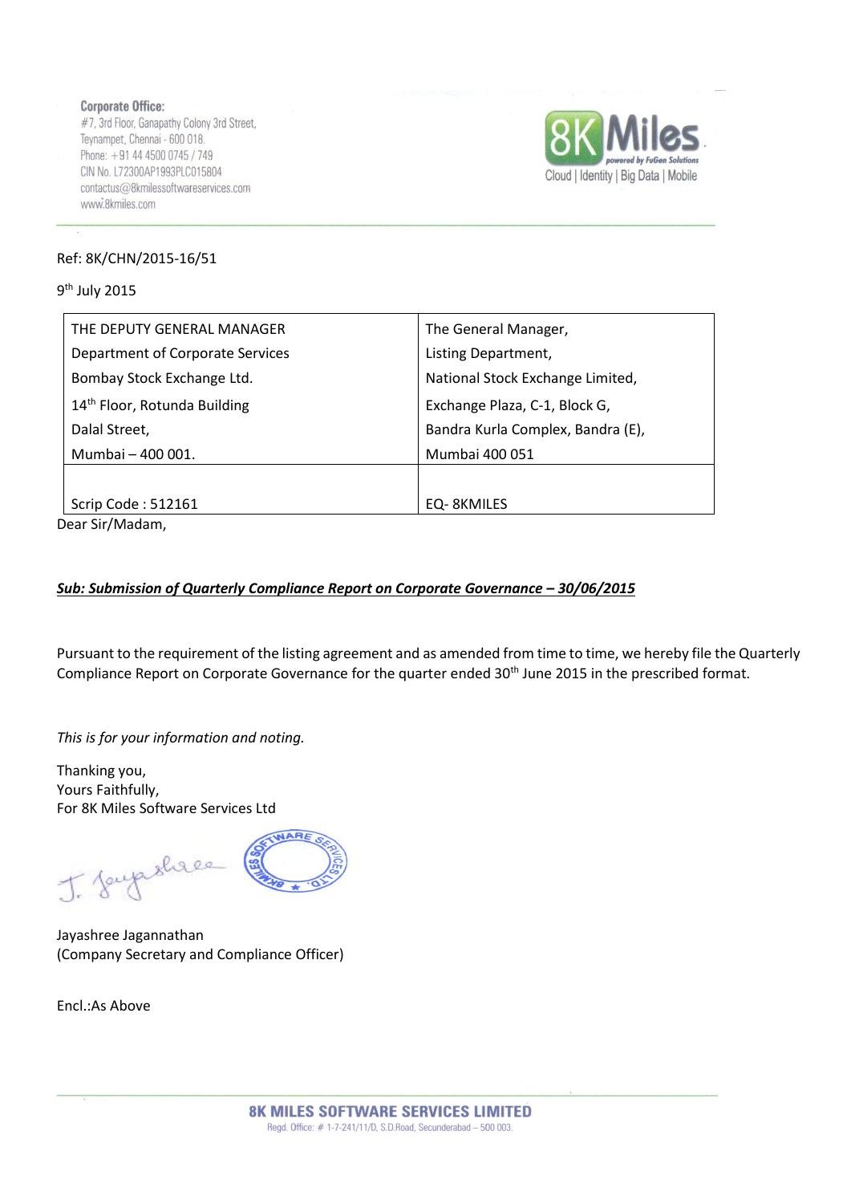Corporate Office:
#7, 3rd Floor, Ganapathy Colony 3rd Street,
Teynampet, Chennai - 600 018.
Phone: +91 44 4500 0745 / 749
CIN No. L72300AP1993PLC015804
contactus@8kmilessoftwareservices.com
www.8kmiles.com

8K Miles powered by FuGen Solutions
Cloud | Identity | Big Data | Mobile

Ref: 8K/CHN/2015-16/51

9th July 2015

| THE DEPUTY GENERAL MANAGER<br>Department of Corporate Services<br>Bombay Stock Exchange Ltd.<br>14th Floor, Rotunda Building<br>Dalal Street,<br>Mumbai – 400 001. | The General Manager,<br>Listing Department,<br>National Stock Exchange Limited,<br>Exchange Plaza, C-1, Block G,<br>Bandra Kurla Complex, Bandra (E),<br>Mumbai 400 051 |
|---|---|
| Scrip Code : 512161 | EQ- 8KMILES |

Dear Sir/Madam,

***Sub: Submission of Quarterly Compliance Report on Corporate Governance – 30/06/2015***

Pursuant to the requirement of the listing agreement and as amended from time to time, we hereby file the Quarterly Compliance Report on Corporate Governance for the quarter ended 30th June 2015 in the prescribed format.

*This is for your information and noting.*

Thanking you,
Yours Faithfully,
For 8K Miles Software Services Ltd

J. Jayashree

Jayashree Jagannathan
(Company Secretary and Compliance Officer)

Encl.:As Above

**8K MILES SOFTWARE SERVICES LIMITED**
Regd. Office: # 1-7-241/11/D, S.D.Road, Secunderabad – 500 003.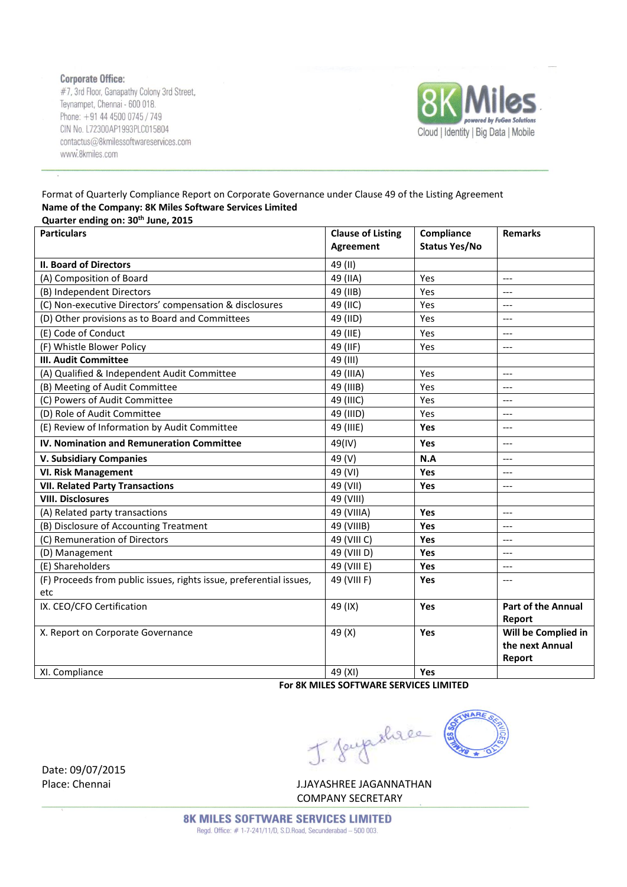Corporate Office:
#7, 3rd Floor, Ganapathy Colony 3rd Street,
Teynampet, Chennai - 600 018.
Phone: +91 44 4500 0745 / 749
CIN No. L72300AP1993PLC015804
contactus@8kmilessoftwareservices.com
www.8kmiles.com

8K Miles powered by FuGen Solutions
Cloud | Identity | Big Data | Mobile

Format of Quarterly Compliance Report on Corporate Governance under Clause 49 of the Listing Agreement

**Name of the Company: 8K Miles Software Services Limited**

**Quarter ending on: 30th June, 2015**

| **Particulars** | **Clause of Listing Agreement** | **Compliance Status Yes/No** | **Remarks** |
|---|---|---|---|
| **II. Board of Directors** | 49 (II) | | |
| (A) Composition of Board | 49 (IIA) | Yes | --- |
| (B) Independent Directors | 49 (IIB) | Yes | --- |
| (C) Non-executive Directors' compensation & disclosures | 49 (IIC) | Yes | --- |
| (D) Other provisions as to Board and Committees | 49 (IID) | Yes | --- |
| (E) Code of Conduct | 49 (IIE) | Yes | --- |
| (F) Whistle Blower Policy | 49 (IIF) | Yes | --- |
| **III. Audit Committee** | 49 (III) | | |
| (A) Qualified & Independent Audit Committee | 49 (IIIA) | Yes | --- |
| (B) Meeting of Audit Committee | 49 (IIIB) | Yes | --- |
| (C) Powers of Audit Committee | 49 (IIIC) | Yes | --- |
| (D) Role of Audit Committee | 49 (IIID) | Yes | --- |
| (E) Review of Information by Audit Committee | 49 (IIIE) | **Yes** | --- |
| **IV. Nomination and Remuneration Committee** | 49(IV) | **Yes** | --- |
| **V. Subsidiary Companies** | 49 (V) | **N.A** | --- |
| **VI. Risk Management** | 49 (VI) | **Yes** | --- |
| **VII. Related Party Transactions** | 49 (VII) | **Yes** | --- |
| **VIII. Disclosures** | 49 (VIII) | | |
| (A) Related party transactions | 49 (VIIIA) | **Yes** | --- |
| (B) Disclosure of Accounting Treatment | 49 (VIIIB) | **Yes** | --- |
| (C) Remuneration of Directors | 49 (VIII C) | **Yes** | --- |
| (D) Management | 49 (VIII D) | **Yes** | --- |
| (E) Shareholders | 49 (VIII E) | **Yes** | --- |
| (F) Proceeds from public issues, rights issue, preferential issues, etc | 49 (VIII F) | **Yes** | --- |
| IX. CEO/CFO Certification | 49 (IX) | **Yes** | **Part of the Annual Report** |
| X. Report on Corporate Governance | 49 (X) | **Yes** | **Will be Complied in the next Annual Report** |
| XI. Compliance | 49 (XI) | **Yes** | |

**For 8K MILES SOFTWARE SERVICES LIMITED**

Date: 09/07/2015

Place: Chennai

J.JAYASHREE JAGANNATHAN
COMPANY SECRETARY

**8K MILES SOFTWARE SERVICES LIMITED**
Regd. Office: # 1-7-241/11/D, S.D.Road, Secunderabad – 500 003.